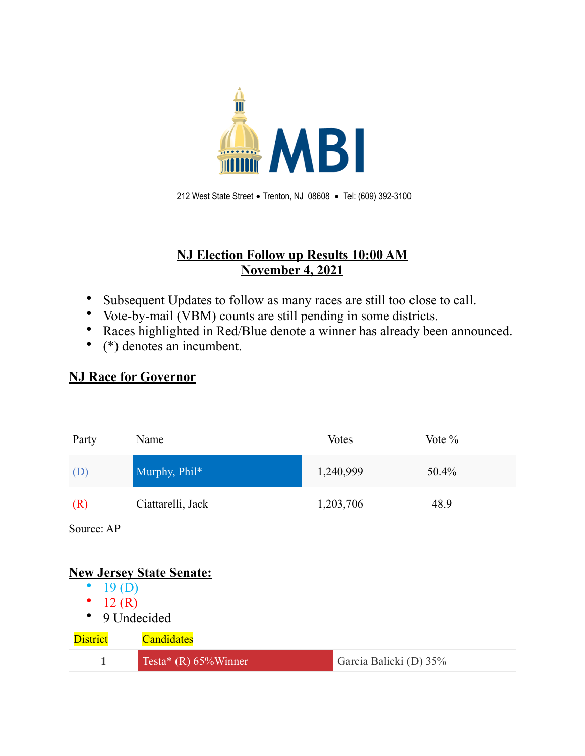MBI

212 West State Street • Trenton, NJ 08608 • Tel: (609) 392-3100

## NJ Election Follow up Results 10:00 AM
## November 4, 2021

- Subsequent Updates to follow as many races are still too close to call.
- Vote-by-mail (VBM) counts are still pending in some districts.
- Races highlighted in Red/Blue denote a winner has already been announced.
- (*) denotes an incumbent.

## NJ Race for Governor

| Party | Name | Votes | Vote % |
|---|---|---|---|
| (D) | Murphy, Phil* | 1,240,999 | 50.4% |
| (R) | Ciattarelli, Jack | 1,203,706 | 48.9 |

Source: AP

## New Jersey State Senate:

- 19 (D)
- 12 (R)
- 9 Undecided

| District | Candidates | |
|---|---|---|
| 1 | Testa* (R) 65%Winner | Garcia Balicki (D) 35% |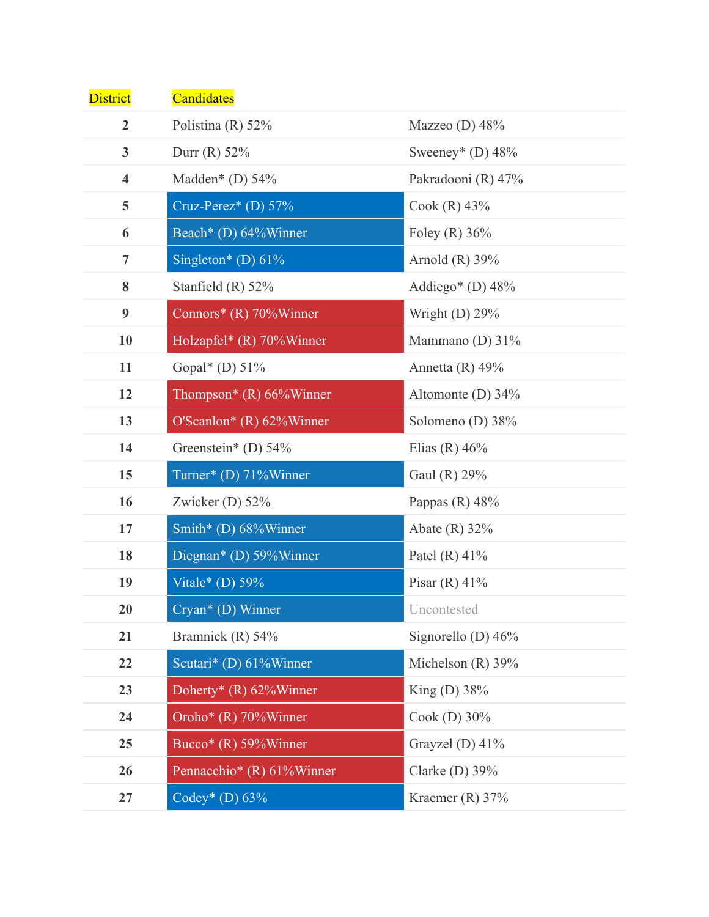| District | Candidates | |
|---|---|---|
| 2 | Polistina (R) 52% | Mazzeo (D) 48% |
| 3 | Durr (R) 52% | Sweeney* (D) 48% |
| 4 | Madden* (D) 54% | Pakradooni (R) 47% |
| 5 | Cruz-Perez* (D) 57% | Cook (R) 43% |
| 6 | Beach* (D) 64%Winner | Foley (R) 36% |
| 7 | Singleton* (D) 61% | Arnold (R) 39% |
| 8 | Stanfield (R) 52% | Addiego* (D) 48% |
| 9 | Connors* (R) 70%Winner | Wright (D) 29% |
| 10 | Holzapfel* (R) 70%Winner | Mammano (D) 31% |
| 11 | Gopal* (D) 51% | Annetta (R) 49% |
| 12 | Thompson* (R) 66%Winner | Altomonte (D) 34% |
| 13 | O'Scanlon* (R) 62%Winner | Solomeno (D) 38% |
| 14 | Greenstein* (D) 54% | Elias (R) 46% |
| 15 | Turner* (D) 71%Winner | Gaul (R) 29% |
| 16 | Zwicker (D) 52% | Pappas (R) 48% |
| 17 | Smith* (D) 68%Winner | Abate (R) 32% |
| 18 | Diegnan* (D) 59%Winner | Patel (R) 41% |
| 19 | Vitale* (D) 59% | Pisar (R) 41% |
| 20 | Cryan* (D) Winner | Uncontested |
| 21 | Bramnick (R) 54% | Signorello (D) 46% |
| 22 | Scutari* (D) 61%Winner | Michelson (R) 39% |
| 23 | Doherty* (R) 62%Winner | King (D) 38% |
| 24 | Oroho* (R) 70%Winner | Cook (D) 30% |
| 25 | Bucco* (R) 59%Winner | Grayzel (D) 41% |
| 26 | Pennacchio* (R) 61%Winner | Clarke (D) 39% |
| 27 | Codey* (D) 63% | Kraemer (R) 37% |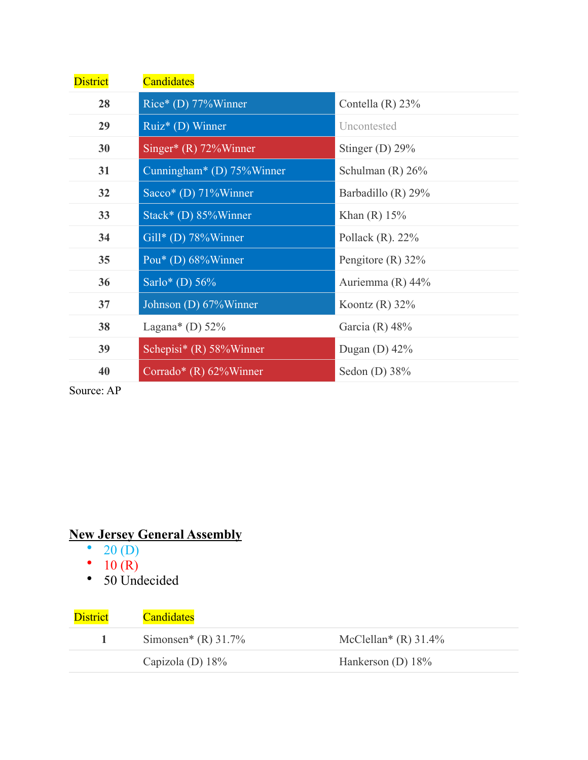| District | Candidates | |
|---|---|---|
| 28 | Rice* (D) 77%Winner | Contella (R) 23% |
| 29 | Ruiz* (D) Winner | Uncontested |
| 30 | Singer* (R) 72%Winner | Stinger (D) 29% |
| 31 | Cunningham* (D) 75%Winner | Schulman (R) 26% |
| 32 | Sacco* (D) 71%Winner | Barbadillo (R) 29% |
| 33 | Stack* (D) 85%Winner | Khan (R) 15% |
| 34 | Gill* (D) 78%Winner | Pollack (R). 22% |
| 35 | Pou* (D) 68%Winner | Pengitore (R) 32% |
| 36 | Sarlo* (D) 56% | Auriemma (R) 44% |
| 37 | Johnson (D) 67%Winner | Koontz (R) 32% |
| 38 | Lagana* (D) 52% | Garcia (R) 48% |
| 39 | Schepisi* (R) 58%Winner | Dugan (D) 42% |
| 40 | Corrado* (R) 62%Winner | Sedon (D) 38% |

Source: AP

**New Jersey General Assembly**

- 20 (D)
- 10 (R)
- 50 Undecided

| District | Candidates | |
|---|---|---|
| 1 | Simonsen* (R) 31.7% | McClellan* (R) 31.4% |
| | Capizola (D) 18% | Hankerson (D) 18% |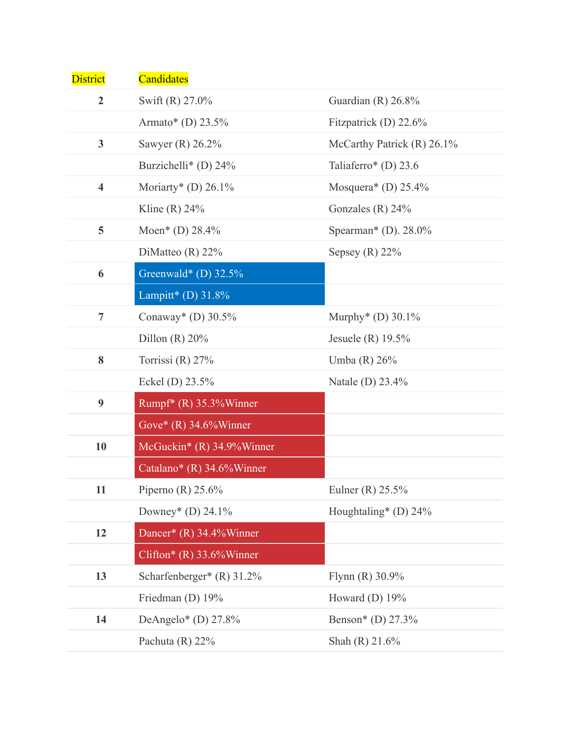| District | Candidates | |
|---|---|---|
| **2** | Swift (R) 27.0% | Guardian (R) 26.8% |
| | Armato* (D) 23.5% | Fitzpatrick (D) 22.6% |
| **3** | Sawyer (R) 26.2% | McCarthy Patrick (R) 26.1% |
| | Burzichelli* (D) 24% | Taliaferro* (D) 23.6 |
| **4** | Moriarty* (D) 26.1% | Mosquera* (D) 25.4% |
| | Kline (R) 24% | Gonzales (R) 24% |
| **5** | Moen* (D) 28.4% | Spearman* (D). 28.0% |
| | DiMatteo (R) 22% | Sepsey (R) 22% |
| **6** | Greenwald* (D) 32.5% | |
| | Lampitt* (D) 31.8% | |
| **7** | Conaway* (D) 30.5% | Murphy* (D) 30.1% |
| | Dillon (R) 20% | Jesuele (R) 19.5% |
| **8** | Torrissi (R) 27% | Umba (R) 26% |
| | Eckel (D) 23.5% | Natale (D) 23.4% |
| **9** | Rumpf* (R) 35.3%Winner | |
| | Gove* (R) 34.6%Winner | |
| **10** | McGuckin* (R) 34.9%Winner | |
| | Catalano* (R) 34.6%Winner | |
| **11** | Piperno (R) 25.6% | Eulner (R) 25.5% |
| | Downey* (D) 24.1% | Houghtaling* (D) 24% |
| **12** | Dancer* (R) 34.4%Winner | |
| | Clifton* (R) 33.6%Winner | |
| **13** | Scharfenberger* (R) 31.2% | Flynn (R) 30.9% |
| | Friedman (D) 19% | Howard (D) 19% |
| **14** | DeAngelo* (D) 27.8% | Benson* (D) 27.3% |
| | Pachuta (R) 22% | Shah (R) 21.6% |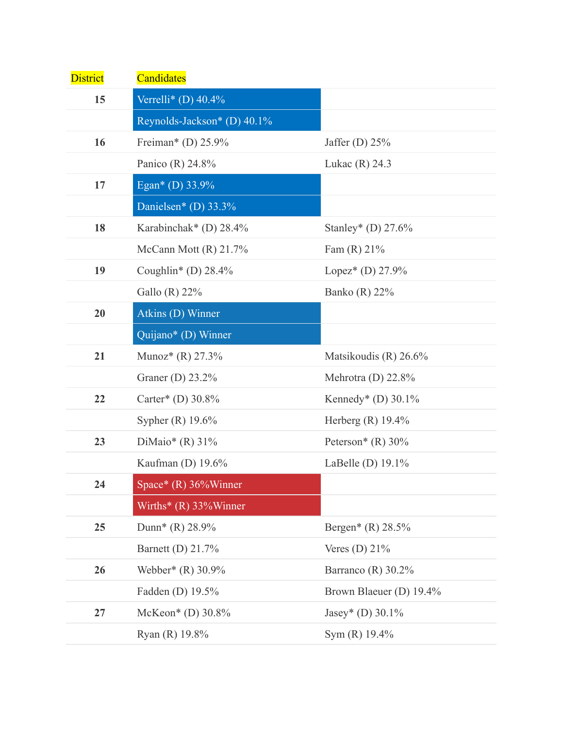| District | Candidates | |
|---|---|---|
| 15 | Verrelli* (D) 40.4% | |
| | Reynolds-Jackson* (D) 40.1% | |
| 16 | Freiman* (D) 25.9% | Jaffer (D) 25% |
| | Panico (R) 24.8% | Lukac (R) 24.3 |
| 17 | Egan* (D) 33.9% | |
| | Danielsen* (D) 33.3% | |
| 18 | Karabinchak* (D) 28.4% | Stanley* (D) 27.6% |
| | McCann Mott (R) 21.7% | Fam (R) 21% |
| 19 | Coughlin* (D) 28.4% | Lopez* (D) 27.9% |
| | Gallo (R) 22% | Banko (R) 22% |
| 20 | Atkins (D) Winner | |
| | Quijano* (D) Winner | |
| 21 | Munoz* (R) 27.3% | Matsikoudis (R) 26.6% |
| | Graner (D) 23.2% | Mehrotra (D) 22.8% |
| 22 | Carter* (D) 30.8% | Kennedy* (D) 30.1% |
| | Sypher (R) 19.6% | Herberg (R) 19.4% |
| 23 | DiMaio* (R) 31% | Peterson* (R) 30% |
| | Kaufman (D) 19.6% | LaBelle (D) 19.1% |
| 24 | Space* (R) 36%Winner | |
| | Wirths* (R) 33%Winner | |
| 25 | Dunn* (R) 28.9% | Bergen* (R) 28.5% |
| | Barnett (D) 21.7% | Veres (D) 21% |
| 26 | Webber* (R) 30.9% | Barranco (R) 30.2% |
| | Fadden (D) 19.5% | Brown Blaeuer (D) 19.4% |
| 27 | McKeon* (D) 30.8% | Jasey* (D) 30.1% |
| | Ryan (R) 19.8% | Sym (R) 19.4% |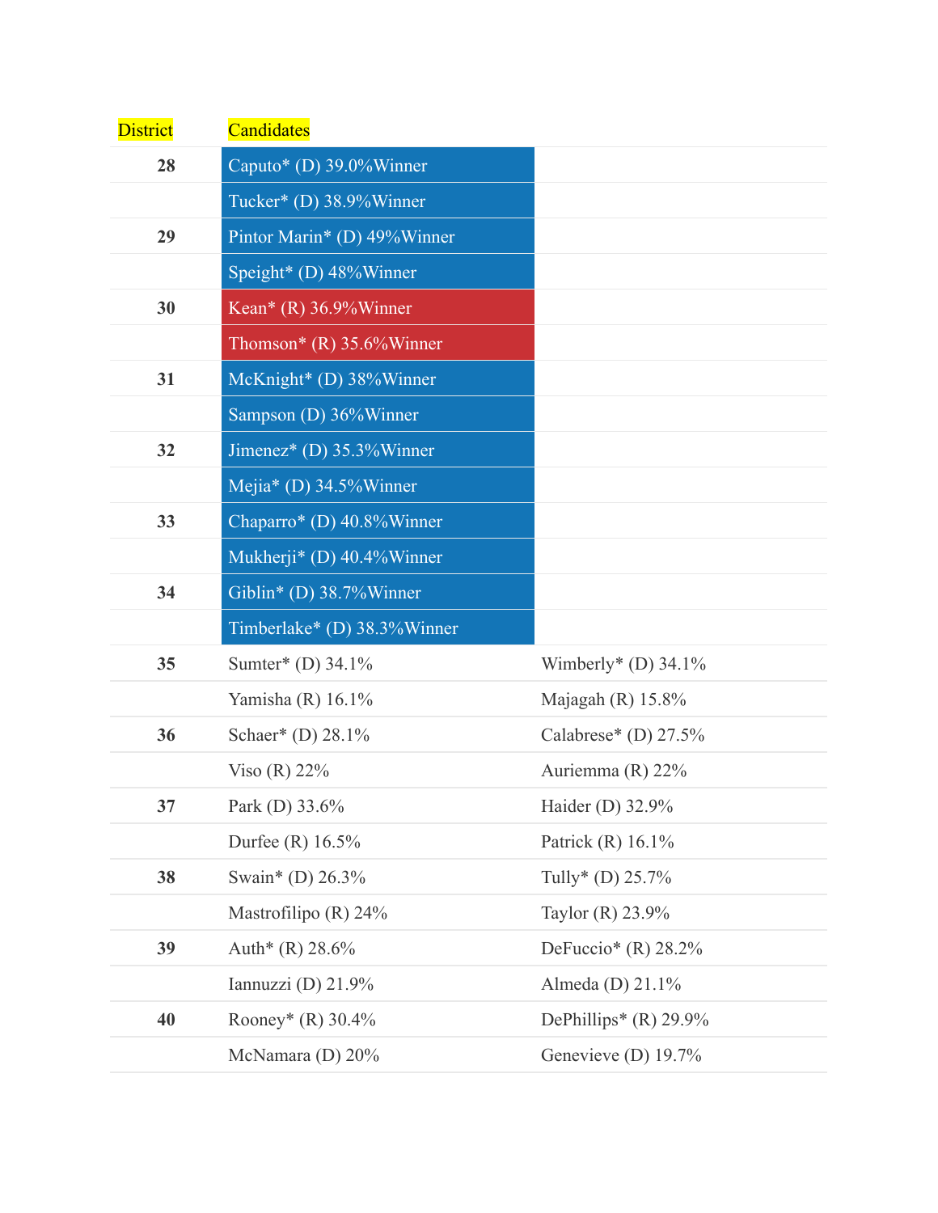| District | Candidates | |
|---|---|---|
| 28 | Caputo* (D) 39.0%Winner | |
| | Tucker* (D) 38.9%Winner | |
| 29 | Pintor Marin* (D) 49%Winner | |
| | Speight* (D) 48%Winner | |
| 30 | Kean* (R) 36.9%Winner | |
| | Thomson* (R) 35.6%Winner | |
| 31 | McKnight* (D) 38%Winner | |
| | Sampson (D) 36%Winner | |
| 32 | Jimenez* (D) 35.3%Winner | |
| | Mejia* (D) 34.5%Winner | |
| 33 | Chaparro* (D) 40.8%Winner | |
| | Mukherji* (D) 40.4%Winner | |
| 34 | Giblin* (D) 38.7%Winner | |
| | Timberlake* (D) 38.3%Winner | |
| 35 | Sumter* (D) 34.1% | Wimberly* (D) 34.1% |
| | Yamisha (R) 16.1% | Majagah (R) 15.8% |
| 36 | Schaer* (D) 28.1% | Calabrese* (D) 27.5% |
| | Viso (R) 22% | Auriemma (R) 22% |
| 37 | Park (D) 33.6% | Haider (D) 32.9% |
| | Durfee (R) 16.5% | Patrick (R) 16.1% |
| 38 | Swain* (D) 26.3% | Tully* (D) 25.7% |
| | Mastrofilipo (R) 24% | Taylor (R) 23.9% |
| 39 | Auth* (R) 28.6% | DeFuccio* (R) 28.2% |
| | Iannuzzi (D) 21.9% | Almeda (D) 21.1% |
| 40 | Rooney* (R) 30.4% | DePhillips* (R) 29.9% |
| | McNamara (D) 20% | Genevieve (D) 19.7% |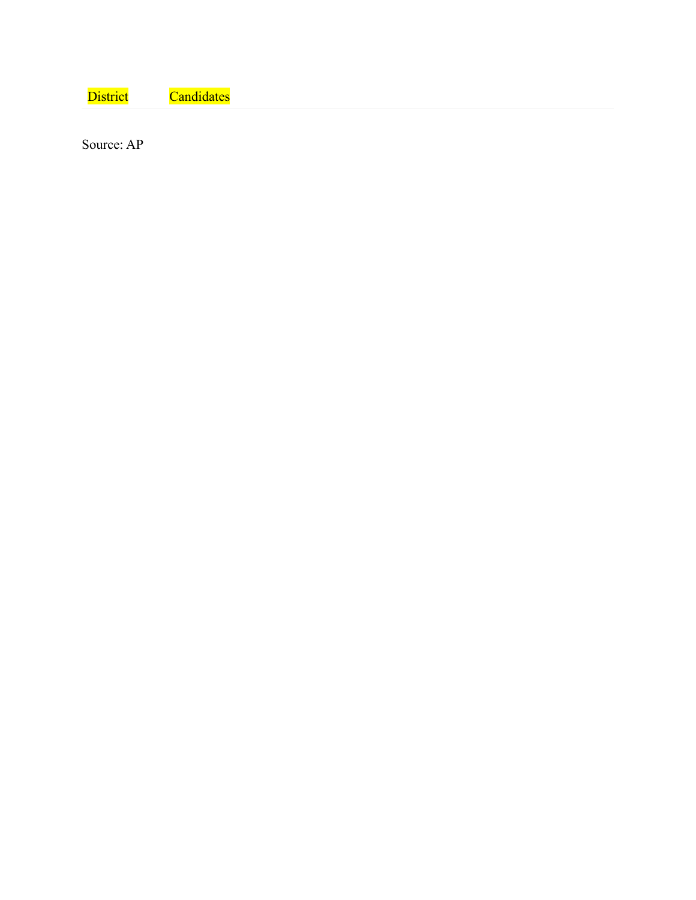| District | Candidates |
| --- | --- |

Source: AP